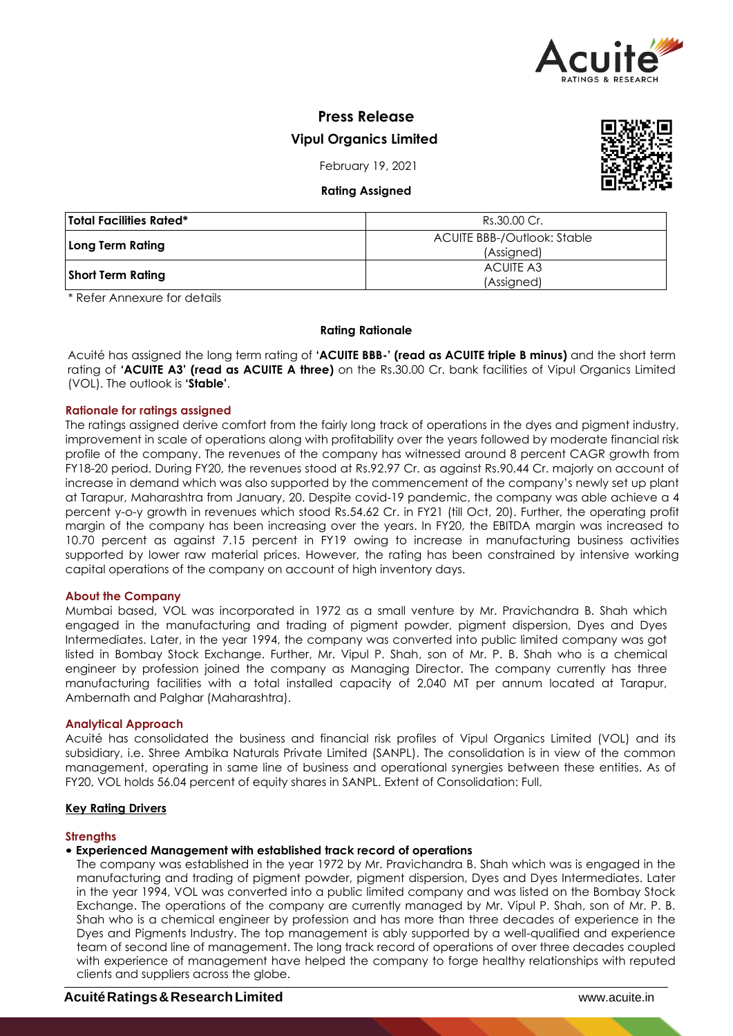# Press Release

## Vipul Organics Limited

February 19, 2021

**Rating Assigned**

| **Total Facilities Rated*** | Rs.30.00 Cr. |
|---|---|
| **Long Term Rating** | ACUITE BBB-/Outlook: Stable (Assigned) |
| **Short Term Rating** | ACUITE A3 (Assigned) |

\* Refer Annexure for details

### Rating Rationale

Acuité has assigned the long term rating of **'ACUITE BBB-' (read as ACUITE triple B minus)** and the short term rating of **'ACUITE A3' (read as ACUITE A three)** on the Rs.30.00 Cr. bank facilities of Vipul Organics Limited (VOL). The outlook is **'Stable'**.

### Rationale for ratings assigned

The ratings assigned derive comfort from the fairly long track of operations in the dyes and pigment industry, improvement in scale of operations along with profitability over the years followed by moderate financial risk profile of the company. The revenues of the company has witnessed around 8 percent CAGR growth from FY18-20 period. During FY20, the revenues stood at Rs.92.97 Cr. as against Rs.90.44 Cr. majorly on account of increase in demand which was also supported by the commencement of the company's newly set up plant at Tarapur, Maharashtra from January, 20. Despite covid-19 pandemic, the company was able achieve a 4 percent y-o-y growth in revenues which stood Rs.54.62 Cr. in FY21 (till Oct, 20). Further, the operating profit margin of the company has been increasing over the years. In FY20, the EBITDA margin was increased to 10.70 percent as against 7.15 percent in FY19 owing to increase in manufacturing business activities supported by lower raw material prices. However, the rating has been constrained by intensive working capital operations of the company on account of high inventory days.

### About the Company

Mumbai based, VOL was incorporated in 1972 as a small venture by Mr. Pravichandra B. Shah which engaged in the manufacturing and trading of pigment powder, pigment dispersion, Dyes and Dyes Intermediates. Later, in the year 1994, the company was converted into public limited company and was got listed in Bombay Stock Exchange. Further, Mr. Vipul P. Shah, son of Mr. P. B. Shah who is a chemical engineer by profession joined the company as Managing Director. The company currently has three manufacturing facilities with a total installed capacity of 2,040 MT per annum located at Tarapur, Ambernath and Palghar (Maharashtra).

### Analytical Approach

Acuité has consolidated the business and financial risk profiles of Vipul Organics Limited (VOL) and its subsidiary, i.e. Shree Ambika Naturals Private Limited (SANPL). The consolidation is in view of the common management, operating in same line of business and operational synergies between these entities. As of FY20, VOL holds 56.04 percent of equity shares in SANPL. Extent of Consolidation: Full.

### Key Rating Drivers

#### Strengths

- **Experienced Management with established track record of operations**

  The company was established in the year 1972 by Mr. Pravichandra B. Shah which was is engaged in the manufacturing and trading of pigment powder, pigment dispersion, Dyes and Dyes Intermediates. Later in the year 1994, VOL was converted into a public limited company and was listed on the Bombay Stock Exchange. The operations of the company are currently managed by Mr. Vipul P. Shah, son of Mr. P. B. Shah who is a chemical engineer by profession and has more than three decades of experience in the Dyes and Pigments Industry. The top management is ably supported by a well-qualified and experience team of second line of management. The long track record of operations of over three decades coupled with experience of management have helped the company to forge healthy relationships with reputed clients and suppliers across the globe.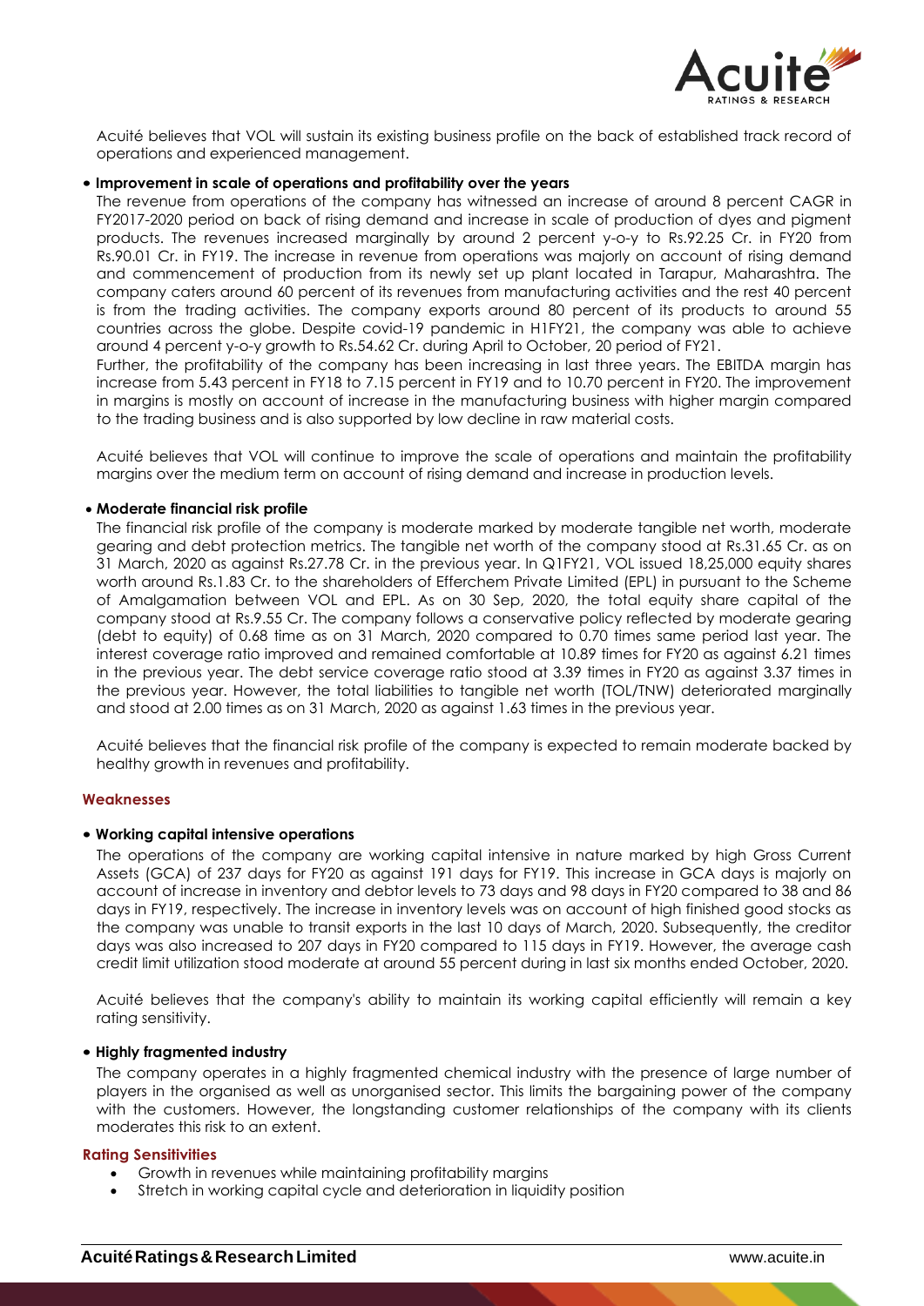Acuité believes that VOL will sustain its existing business profile on the back of established track record of operations and experienced management.

- **Improvement in scale of operations and profitability over the years**

  The revenue from operations of the company has witnessed an increase of around 8 percent CAGR in FY2017-2020 period on back of rising demand and increase in scale of production of dyes and pigment products. The revenues increased marginally by around 2 percent y-o-y to Rs.92.25 Cr. in FY20 from Rs.90.01 Cr. in FY19. The increase in revenue from operations was majorly on account of rising demand and commencement of production from its newly set up plant located in Tarapur, Maharashtra. The company caters around 60 percent of its revenues from manufacturing activities and the rest 40 percent is from the trading activities. The company exports around 80 percent of its products to around 55 countries across the globe. Despite covid-19 pandemic in H1FY21, the company was able to achieve around 4 percent y-o-y growth to Rs.54.62 Cr. during April to October, 20 period of FY21.

  Further, the profitability of the company has been increasing in last three years. The EBITDA margin has increase from 5.43 percent in FY18 to 7.15 percent in FY19 and to 10.70 percent in FY20. The improvement in margins is mostly on account of increase in the manufacturing business with higher margin compared to the trading business and is also supported by low decline in raw material costs.

  Acuité believes that VOL will continue to improve the scale of operations and maintain the profitability margins over the medium term on account of rising demand and increase in production levels.

- **Moderate financial risk profile**

  The financial risk profile of the company is moderate marked by moderate tangible net worth, moderate gearing and debt protection metrics. The tangible net worth of the company stood at Rs.31.65 Cr. as on 31 March, 2020 as against Rs.27.78 Cr. in the previous year. In Q1FY21, VOL issued 18,25,000 equity shares worth around Rs.1.83 Cr. to the shareholders of Efferchem Private Limited (EPL) in pursuant to the Scheme of Amalgamation between VOL and EPL. As on 30 Sep, 2020, the total equity share capital of the company stood at Rs.9.55 Cr. The company follows a conservative policy reflected by moderate gearing (debt to equity) of 0.68 time as on 31 March, 2020 compared to 0.70 times same period last year. The interest coverage ratio improved and remained comfortable at 10.89 times for FY20 as against 6.21 times in the previous year. The debt service coverage ratio stood at 3.39 times in FY20 as against 3.37 times in the previous year. However, the total liabilities to tangible net worth (TOL/TNW) deteriorated marginally and stood at 2.00 times as on 31 March, 2020 as against 1.63 times in the previous year.

  Acuité believes that the financial risk profile of the company is expected to remain moderate backed by healthy growth in revenues and profitability.

### Weaknesses

- **Working capital intensive operations**

  The operations of the company are working capital intensive in nature marked by high Gross Current Assets (GCA) of 237 days for FY20 as against 191 days for FY19. This increase in GCA days is majorly on account of increase in inventory and debtor levels to 73 days and 98 days in FY20 compared to 38 and 86 days in FY19, respectively. The increase in inventory levels was on account of high finished good stocks as the company was unable to transit exports in the last 10 days of March, 2020. Subsequently, the creditor days was also increased to 207 days in FY20 compared to 115 days in FY19. However, the average cash credit limit utilization stood moderate at around 55 percent during in last six months ended October, 2020.

  Acuité believes that the company's ability to maintain its working capital efficiently will remain a key rating sensitivity.

- **Highly fragmented industry**

  The company operates in a highly fragmented chemical industry with the presence of large number of players in the organised as well as unorganised sector. This limits the bargaining power of the company with the customers. However, the longstanding customer relationships of the company with its clients moderates this risk to an extent.

### Rating Sensitivities

- Growth in revenues while maintaining profitability margins
- Stretch in working capital cycle and deterioration in liquidity position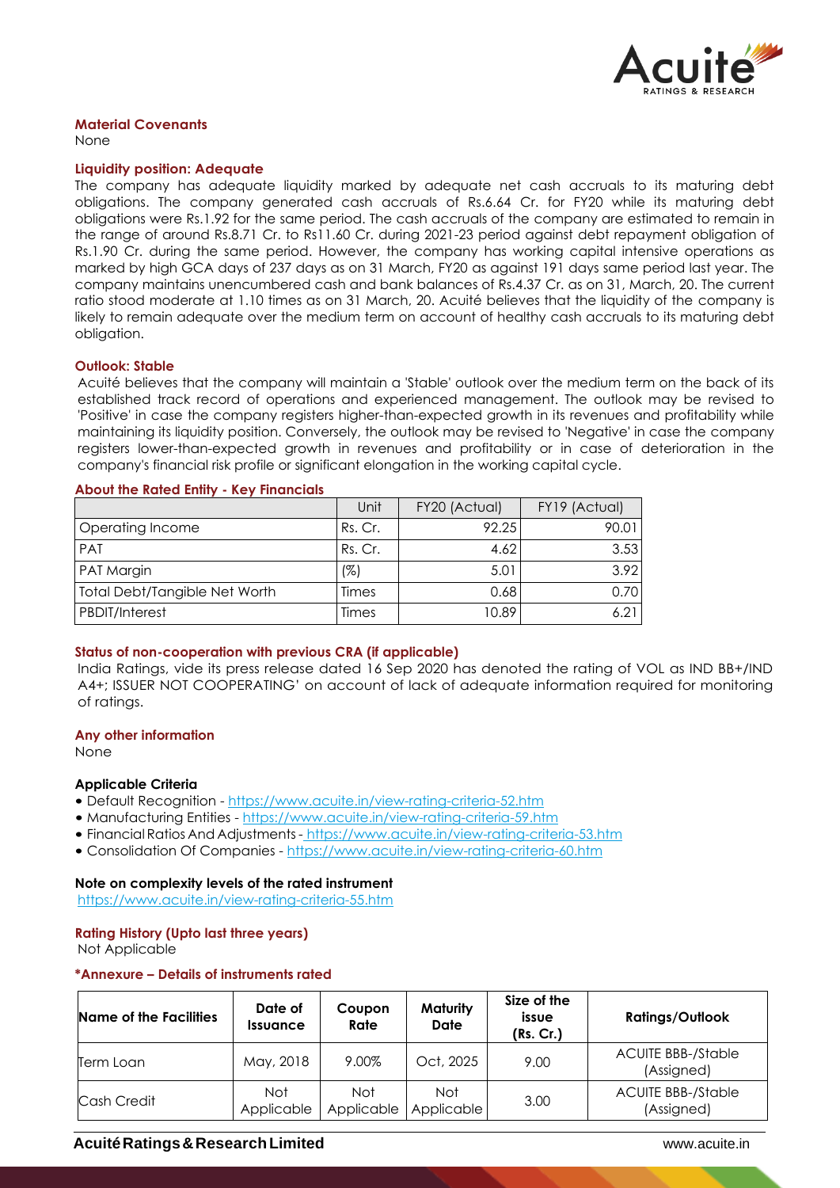### Material Covenants

None

### Liquidity position: Adequate

The company has adequate liquidity marked by adequate net cash accruals to its maturing debt obligations. The company generated cash accruals of Rs.6.64 Cr. for FY20 while its maturing debt obligations were Rs.1.92 for the same period. The cash accruals of the company are estimated to remain in the range of around Rs.8.71 Cr. to Rs11.60 Cr. during 2021-23 period against debt repayment obligation of Rs.1.90 Cr. during the same period. However, the company has working capital intensive operations as marked by high GCA days of 237 days as on 31 March, FY20 as against 191 days same period last year. The company maintains unencumbered cash and bank balances of Rs.4.37 Cr. as on 31, March, 20. The current ratio stood moderate at 1.10 times as on 31 March, 20. Acuité believes that the liquidity of the company is likely to remain adequate over the medium term on account of healthy cash accruals to its maturing debt obligation.

### Outlook: Stable

Acuité believes that the company will maintain a 'Stable' outlook over the medium term on the back of its established track record of operations and experienced management. The outlook may be revised to 'Positive' in case the company registers higher-than-expected growth in its revenues and profitability while maintaining its liquidity position. Conversely, the outlook may be revised to 'Negative' in case the company registers lower-than-expected growth in revenues and profitability or in case of deterioration in the company's financial risk profile or significant elongation in the working capital cycle.

### About the Rated Entity - Key Financials

| | Unit | FY20 (Actual) | FY19 (Actual) |
|---|---|---|---|
| Operating Income | Rs. Cr. | 92.25 | 90.01 |
| PAT | Rs. Cr. | 4.62 | 3.53 |
| PAT Margin | (%) | 5.01 | 3.92 |
| Total Debt/Tangible Net Worth | Times | 0.68 | 0.70 |
| PBDIT/Interest | Times | 10.89 | 6.21 |

### Status of non-cooperation with previous CRA (if applicable)

India Ratings, vide its press release dated 16 Sep 2020 has denoted the rating of VOL as IND BB+/IND A4+; ISSUER NOT COOPERATING' on account of lack of adequate information required for monitoring of ratings.

### Any other information

None

### Applicable Criteria

- Default Recognition - https://www.acuite.in/view-rating-criteria-52.htm
- Manufacturing Entities - https://www.acuite.in/view-rating-criteria-59.htm
- Financial Ratios And Adjustments - https://www.acuite.in/view-rating-criteria-53.htm
- Consolidation Of Companies - https://www.acuite.in/view-rating-criteria-60.htm

### Note on complexity levels of the rated instrument

https://www.acuite.in/view-rating-criteria-55.htm

### Rating History (Upto last three years)

Not Applicable

### *Annexure – Details of instruments rated

| Name of the Facilities | Date of Issuance | Coupon Rate | Maturity Date | Size of the issue (Rs. Cr.) | Ratings/Outlook |
|---|---|---|---|---|---|
| Term Loan | May, 2018 | 9.00% | Oct, 2025 | 9.00 | ACUITE BBB-/Stable (Assigned) |
| Cash Credit | Not Applicable | Not Applicable | Not Applicable | 3.00 | ACUITE BBB-/Stable (Assigned) |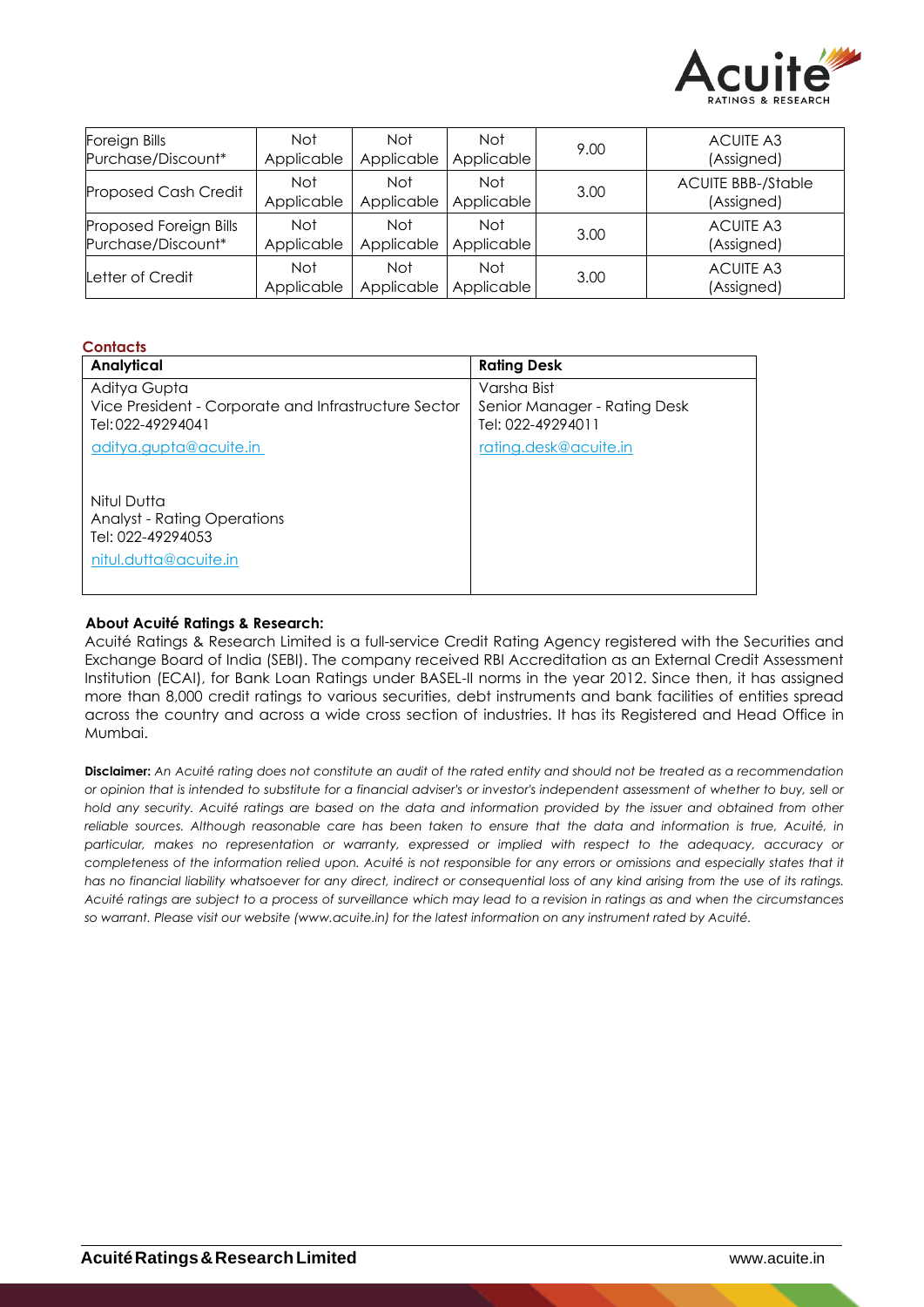| | | | | | |
|---|---|---|---|---|---|
| Foreign Bills Purchase/Discount* | Not Applicable | Not Applicable | Not Applicable | 9.00 | ACUITE A3 (Assigned) |
| Proposed Cash Credit | Not Applicable | Not Applicable | Not Applicable | 3.00 | ACUITE BBB-/Stable (Assigned) |
| Proposed Foreign Bills Purchase/Discount* | Not Applicable | Not Applicable | Not Applicable | 3.00 | ACUITE A3 (Assigned) |
| Letter of Credit | Not Applicable | Not Applicable | Not Applicable | 3.00 | ACUITE A3 (Assigned) |

**Contacts**

| Analytical | Rating Desk |
|---|---|
| Aditya Gupta<br>Vice President - Corporate and Infrastructure Sector<br>Tel: 022-49294041<br>aditya.gupta@acuite.in<br><br>Nitul Dutta<br>Analyst - Rating Operations<br>Tel: 022-49294053<br>nitul.dutta@acuite.in | Varsha Bist<br>Senior Manager - Rating Desk<br>Tel: 022-49294011<br>rating.desk@acuite.in |

**About Acuité Ratings & Research:**

Acuité Ratings & Research Limited is a full-service Credit Rating Agency registered with the Securities and Exchange Board of India (SEBI). The company received RBI Accreditation as an External Credit Assessment Institution (ECAI), for Bank Loan Ratings under BASEL-II norms in the year 2012. Since then, it has assigned more than 8,000 credit ratings to various securities, debt instruments and bank facilities of entities spread across the country and across a wide cross section of industries. It has its Registered and Head Office in Mumbai.

**Disclaimer:** *An Acuité rating does not constitute an audit of the rated entity and should not be treated as a recommendation or opinion that is intended to substitute for a financial adviser's or investor's independent assessment of whether to buy, sell or hold any security. Acuité ratings are based on the data and information provided by the issuer and obtained from other reliable sources. Although reasonable care has been taken to ensure that the data and information is true, Acuité, in particular, makes no representation or warranty, expressed or implied with respect to the adequacy, accuracy or completeness of the information relied upon. Acuité is not responsible for any errors or omissions and especially states that it has no financial liability whatsoever for any direct, indirect or consequential loss of any kind arising from the use of its ratings. Acuité ratings are subject to a process of surveillance which may lead to a revision in ratings as and when the circumstances so warrant. Please visit our website (www.acuite.in) for the latest information on any instrument rated by Acuité.*